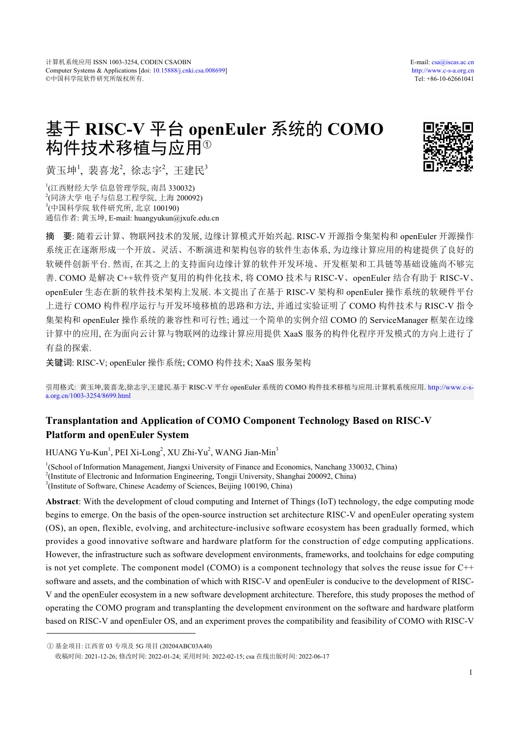# 基于 RISC-V 平台 openEuler 系统的 COMO 构件技术移植与应用①

黄玉坤[1], 裴喜龙[2], 徐志宇[2], 王建民[3]

[1](江西财经大学 信息管理学院, 南昌 330032)
[2](同济大学 电子与信息工程学院, 上海 200092)
[3](中国科学院 软件研究所, 北京 100190)
通信作者: 黄玉坤, E-mail: huangyukun@jxufe.edu.cn

**摘　要**: 随着云计算、物联网技术的发展, 边缘计算模式开始兴起. RISC-V 开源指令集架构和 openEuler 开源操作系统正在逐渐形成一个开放、灵活、不断演进和架构包容的软件生态体系, 为边缘计算应用的构建提供了良好的软硬件创新平台. 然而, 在其之上的支持面向边缘计算的软件开发环境、开发框架和工具链等基础设施尚不够完善. COMO 是解决 C++软件资产复用的构件化技术, 将 COMO 技术与 RISC-V、openEuler 结合有助于 RISC-V、openEuler 生态在新的软件技术架构上发展. 本文提出了在基于 RISC-V 架构和 openEuler 操作系统的软硬件平台上进行 COMO 构件程序运行与开发环境移植的思路和方法, 并通过实验证明了 COMO 构件技术与 RISC-V 指令集架构和 openEuler 操作系统的兼容性和可行性; 通过一个简单的实例介绍 COMO 的 ServiceManager 框架在边缘计算中的应用, 在为面向云计算与物联网的边缘计算应用提供 XaaS 服务的构件化程序开发模式的方向上进行了有益的探索.

**关键词**: RISC-V; openEuler 操作系统; COMO 构件技术; XaaS 服务架构

引用格式: 黄玉坤,裴喜龙,徐志宇,王建民.基于 RISC-V 平台 openEuler 系统的 COMO 构件技术移植与应用.计算机系统应用. http://www.c-s-a.org.cn/1003-3254/8699.html

## Transplantation and Application of COMO Component Technology Based on RISC-V Platform and openEuler System

HUANG Yu-Kun[1], PEI Xi-Long[2], XU Zhi-Yu[2], WANG Jian-Min[3]

[1](School of Information Management, Jiangxi University of Finance and Economics, Nanchang 330032, China)
[2](Institute of Electronic and Information Engineering, Tongji University, Shanghai 200092, China)
[3](Institute of Software, Chinese Academy of Sciences, Beijing 100190, China)

**Abstract**: With the development of cloud computing and Internet of Things (IoT) technology, the edge computing mode begins to emerge. On the basis of the open-source instruction set architecture RISC-V and openEuler operating system (OS), an open, flexible, evolving, and architecture-inclusive software ecosystem has been gradually formed, which provides a good innovative software and hardware platform for the construction of edge computing applications. However, the infrastructure such as software development environments, frameworks, and toolchains for edge computing is not yet complete. The component model (COMO) is a component technology that solves the reuse issue for C++ software and assets, and the combination of which with RISC-V and openEuler is conducive to the development of RISC-V and the openEuler ecosystem in a new software development architecture. Therefore, this study proposes the method of operating the COMO program and transplanting the development environment on the software and hardware platform based on RISC-V and openEuler OS, and an experiment proves the compatibility and feasibility of COMO with RISC-V

① 基金项目: 江西省 03 专项及 5G 项目 (20204ABC03A40)
收稿时间: 2021-12-26; 修改时间: 2022-01-24; 采用时间: 2022-02-15; csa 在线出版时间: 2022-06-17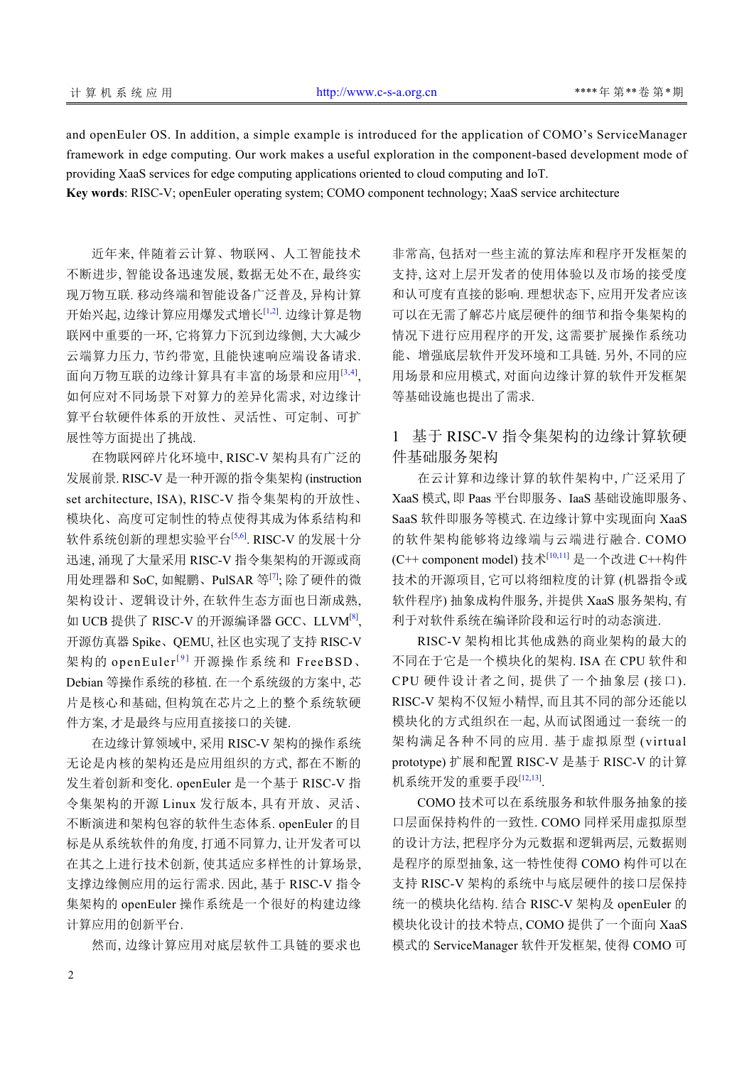and openEuler OS. In addition, a simple example is introduced for the application of COMO's ServiceManager framework in edge computing. Our work makes a useful exploration in the component-based development mode of providing XaaS services for edge computing applications oriented to cloud computing and IoT.

**Key words**: RISC-V; openEuler operating system; COMO component technology; XaaS service architecture

近年来, 伴随着云计算、物联网、人工智能技术不断进步, 智能设备迅速发展, 数据无处不在, 最终实现万物互联. 移动终端和智能设备广泛普及, 异构计算开始兴起, 边缘计算应用爆发式增长[1,2]. 边缘计算是物联网中重要的一环, 它将算力下沉到边缘侧, 大大减少云端算力压力, 节约带宽, 且能快速响应端设备请求. 面向万物互联的边缘计算具有丰富的场景和应用[3,4], 如何应对不同场景下对算力的差异化需求, 对边缘计算平台软硬件体系的开放性、灵活性、可定制、可扩展性等方面提出了挑战.

在物联网碎片化环境中, RISC-V 架构具有广泛的发展前景. RISC-V 是一种开源的指令集架构 (instruction set architecture, ISA), RISC-V 指令集架构的开放性、模块化、高度可定制性的特点使得其成为体系结构和软件系统创新的理想实验平台[5,6]. RISC-V 的发展十分迅速, 涌现了大量采用 RISC-V 指令集架构的开源或商用处理器和 SoC, 如鲲鹏、PulSAR 等[7]; 除了硬件的微架构设计、逻辑设计外, 在软件生态方面也日渐成熟, 如 UCB 提供了 RISC-V 的开源编译器 GCC、LLVM[8], 开源仿真器 Spike、QEMU, 社区也实现了支持 RISC-V 架构的 openEuler[9] 开源操作系统和 FreeBSD、Debian 等操作系统的移植. 在一个系统级的方案中, 芯片是核心和基础, 但构筑在芯片之上的整个系统软硬件方案, 才是最终与应用直接接口的关键.

在边缘计算领域中, 采用 RISC-V 架构的操作系统无论是内核的架构还是应用组织的方式, 都在不断的发生着创新和变化. openEuler 是一个基于 RISC-V 指令集架构的开源 Linux 发行版本, 具有开放、灵活、不断演进和架构包容的软件生态体系. openEuler 的目标是从系统的角度, 打通不同算力, 让开发者可以在其之上进行技术创新, 使其适应多样性的计算场景, 支撑边缘侧应用的运行需求. 因此, 基于 RISC-V 指令集架构的 openEuler 操作系统是一个很好的构建边缘计算应用的创新平台.

然而, 边缘计算应用对底层软件工具链的要求也非常高, 包括对一些主流的算法库和程序开发框架的支持, 这对上层开发者的使用体验以及市场的接受度和认可度有直接的影响. 理想状态下, 应用开发者应该可以在无需了解芯片底层硬件的细节和指令集架构的情况下进行应用程序的开发, 这需要扩展操作系统功能、增强底层软件开发环境和工具链. 另外, 不同的应用场景和应用模式, 对面向边缘计算的软件开发框架等基础设施也提出了需求.

## 1 基于 RISC-V 指令集架构的边缘计算软硬件基础服务架构

在云计算和边缘计算的软件架构中, 广泛采用了 XaaS 模式, 即 Paas 平台即服务、IaaS 基础设施即服务、SaaS 软件即服务等模式. 在边缘计算中实现面向 XaaS 的软件架构能够将边缘端与云端进行融合. COMO (C++ component model) 技术[10,11] 是一个改进 C++构件技术的开源项目, 它可以将细粒度的计算 (机器指令或软件程序) 抽象成构件服务, 并提供 XaaS 服务架构, 有利于对软件系统在编译阶段和运行时的动态演进.

RISC-V 架构相比其他成熟的商业架构的最大的不同在于它是一个模块化的架构. ISA 在 CPU 软件和 CPU 硬件设计者之间, 提供了一个抽象层 (接口). RISC-V 架构不仅短小精悍, 而且其不同的部分还能以模块化的方式组织在一起, 从而试图通过一套统一的架构满足各种不同的应用. 基于虚拟原型 (virtual prototype) 扩展和配置 RISC-V 是基于 RISC-V 的计算机系统开发的重要手段[12,13].

COMO 技术可以在系统服务和软件服务抽象的接口层面保持构件的一致性. COMO 同样采用虚拟原型的设计方法, 把程序分为元数据和逻辑两层, 元数据则是程序的原型抽象, 这一特性使得 COMO 构件可以在支持 RISC-V 架构的系统中与底层硬件的接口层保持统一的模块化结构. 结合 RISC-V 架构及 openEuler 的模块化设计的技术特点, COMO 提供了一个面向 XaaS 模式的 ServiceManager 软件开发框架, 使得 COMO 可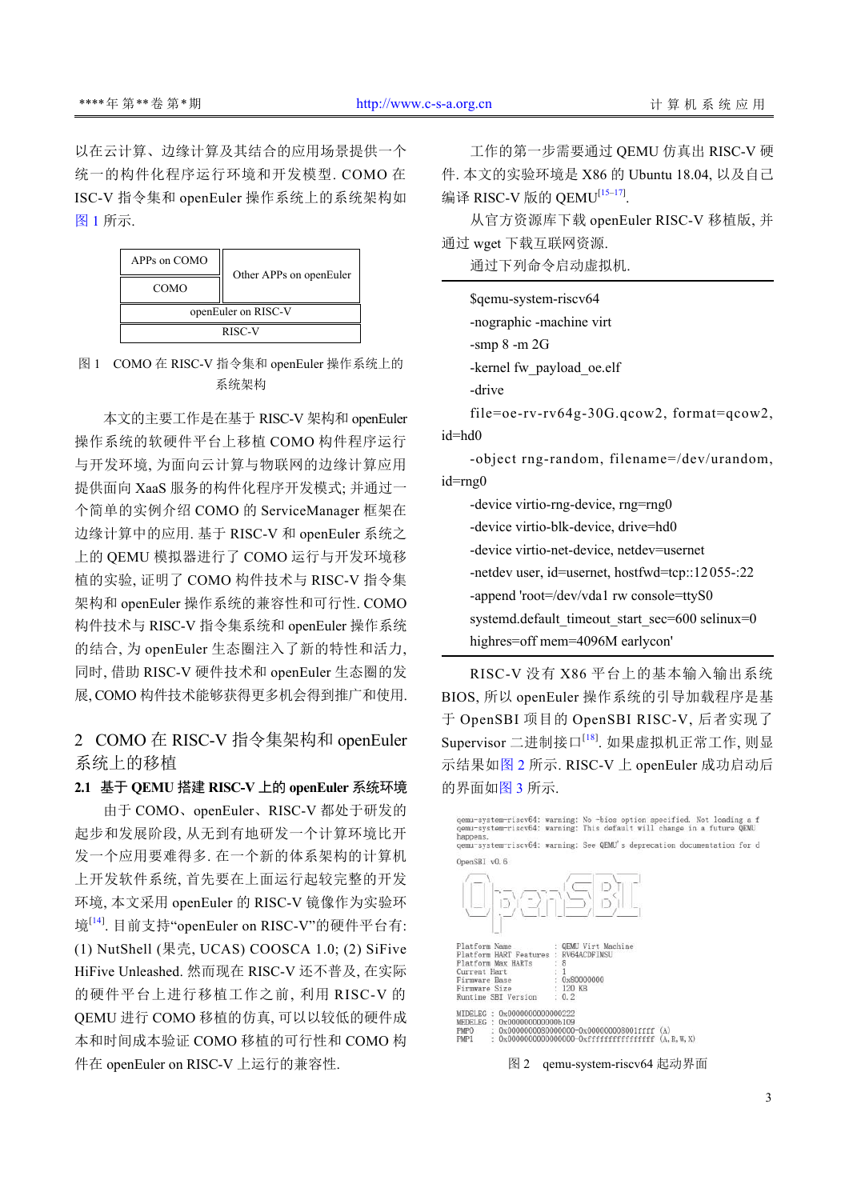以在云计算、边缘计算及其结合的应用场景提供一个统一的构件化程序运行环境和开发模型. COMO 在 ISC-V 指令集和 openEuler 操作系统上的系统架构如图 1 所示.

| APPs on COMO | Other APPs on openEuler |
| --- | --- |
| COMO | |
| openEuler on RISC-V | |
| RISC-V | |

图 1 COMO 在 RISC-V 指令集和 openEuler 操作系统上的系统架构

本文的主要工作是在基于 RISC-V 架构和 openEuler 操作系统的软硬件平台上移植 COMO 构件程序运行与开发环境, 为面向云计算与物联网的边缘计算应用提供面向 XaaS 服务的构件化程序开发模式; 并通过一个简单的实例介绍 COMO 的 ServiceManager 框架在边缘计算中的应用. 基于 RISC-V 和 openEuler 系统之上的 QEMU 模拟器进行了 COMO 运行与开发环境移植的实验, 证明了 COMO 构件技术与 RISC-V 指令集架构和 openEuler 操作系统的兼容性和可行性. COMO 构件技术与 RISC-V 指令集系统和 openEuler 操作系统的结合, 为 openEuler 生态圈注入了新的特性和活力, 同时, 借助 RISC-V 硬件技术和 openEuler 生态圈的发展, COMO 构件技术能够获得更多机会得到推广和使用.

## 2 COMO 在 RISC-V 指令集架构和 openEuler 系统上的移植

### 2.1 基于 QEMU 搭建 RISC-V 上的 openEuler 系统环境

由于 COMO、openEuler、RISC-V 都处于研发的起步和发展阶段, 从无到有地研发一个计算环境比开发一个应用要难得多. 在一个新的体系架构的计算机上开发软件系统, 首先要在上面运行起较完整的开发环境, 本文采用 openEuler 的 RISC-V 镜像作为实验环境[14]. 目前支持“openEuler on RISC-V”的硬件平台有: (1) NutShell (果壳, UCAS) COOSCA 1.0; (2) SiFive HiFive Unleashed. 然而现在 RISC-V 还不普及, 在实际的硬件平台上进行移植工作之前, 利用 RISC-V 的 QEMU 进行 COMO 移植的仿真, 可以以较低的硬件成本和时间成本验证 COMO 移植的可行性和 COMO 构件在 openEuler on RISC-V 上运行的兼容性.

工作的第一步需要通过 QEMU 仿真出 RISC-V 硬件. 本文的实验环境是 X86 的 Ubuntu 18.04, 以及自己编译 RISC-V 版的 QEMU[15–17].

从官方资源库下载 openEuler RISC-V 移植版, 并通过 wget 下载互联网资源.

通过下列命令启动虚拟机.

```
$qemu-system-riscv64
-nographic -machine virt
-smp 8 -m 2G
-kernel fw_payload_oe.elf
-drive
file=oe-rv-rv64g-30G.qcow2, format=qcow2, id=hd0
-object rng-random, filename=/dev/urandom, id=rng0
-device virtio-rng-device, rng=rng0
-device virtio-blk-device, drive=hd0
-device virtio-net-device, netdev=usernet
-netdev user, id=usernet, hostfwd=tcp::12055-:22
-append 'root=/dev/vda1 rw console=ttyS0
systemd.default_timeout_start_sec=600 selinux=0
highres=off mem=4096M earlycon'
```

RISC-V 没有 X86 平台上的基本输入输出系统 BIOS, 所以 openEuler 操作系统的引导加载程序是基于 OpenSBI 项目的 OpenSBI RISC-V, 后者实现了 Supervisor 二进制接口[18]. 如果虚拟机正常工作, 则显示结果如图 2 所示. RISC-V 上 openEuler 成功启动后的界面如图 3 所示.

```
qemu-system-riscv64: warning: No -bios option specified. Not loading a f
qemu-system-riscv64: warning: This default will change in a future QEMU
happens.
qemu-system-riscv64: warning: See QEMU's deprecation documentation for d

OpenSBI v0.6

Platform Name          : QEMU Virt Machine
Platform HART Features : RV64ACDFIMSU
Platform Max HARTs     : 8
Current Hart           : 1
Firmware Base          : 0x80000000
Firmware Size          : 120 KB
Runtime SBI Version    : 0.2

MIDELEG : 0x0000000000000222
MEDELEG : 0x000000000000b109
PMP0    : 0x0000000080000000-0x000000008001ffff (A)
PMP1    : 0x0000000000000000-0xffffffffffffffff (A,R,W,X)
```

图 2 qemu-system-riscv64 启动界面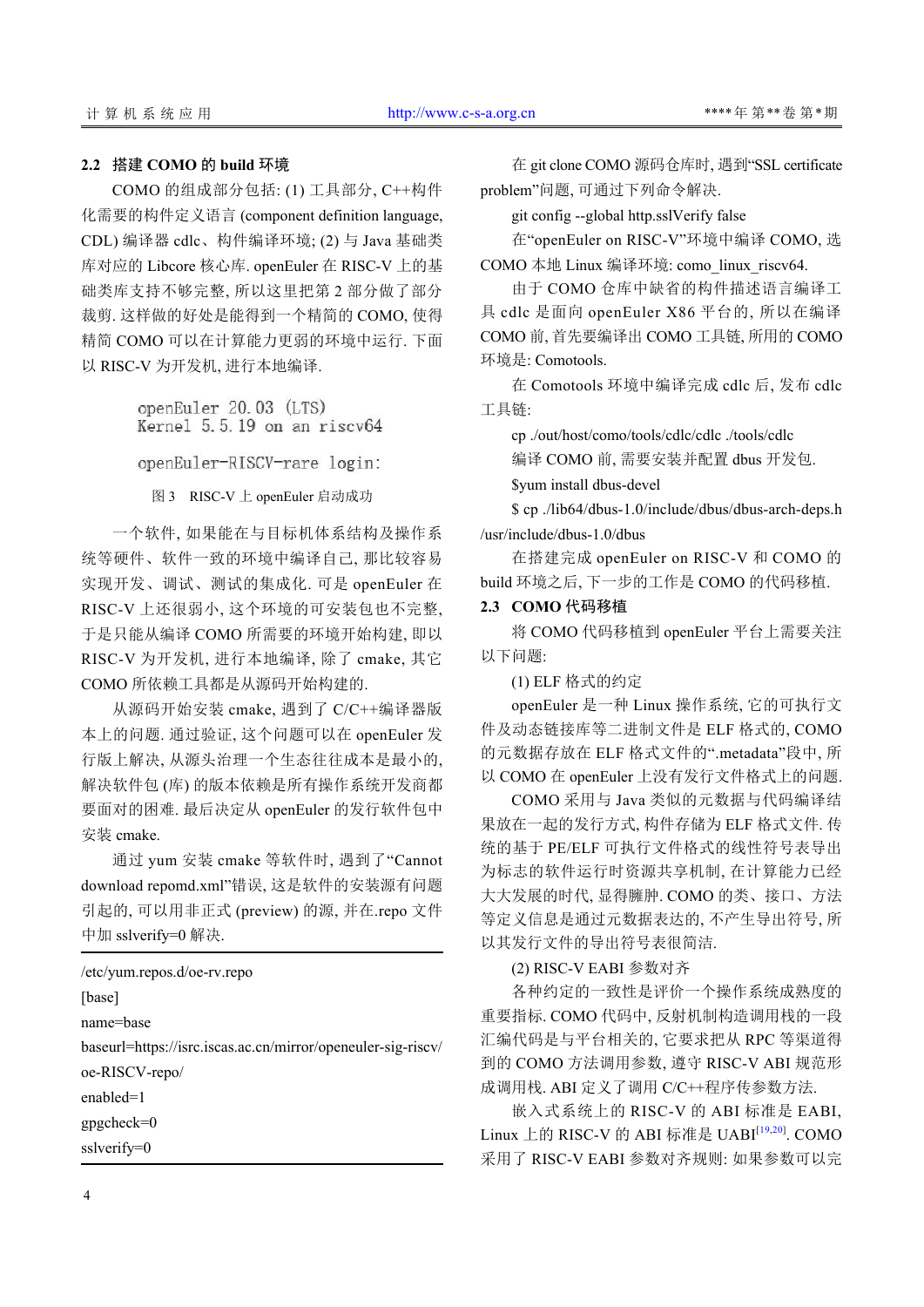### 2.2 搭建 COMO 的 build 环境

COMO 的组成部分包括: (1) 工具部分, C++构件化需要的构件定义语言 (component definition language, CDL) 编译器 cdlc、构件编译环境; (2) 与 Java 基础类库对应的 Libcore 核心库. openEuler 在 RISC-V 上的基础类库支持不够完整, 所以这里把第 2 部分做了部分裁剪. 这样做的好处是能得到一个精简的 COMO, 使得精简 COMO 可以在计算能力更弱的环境中运行. 下面以 RISC-V 为开发机, 进行本地编译.

```
openEuler 20.03 (LTS)
Kernel 5.5.19 on an riscv64

openEuler-RISCV-rare login:
```

图 3 RISC-V 上 openEuler 启动成功

一个软件, 如果能在与目标机体系结构及操作系统等硬件、软件一致的环境中编译自己, 那比较容易实现开发、调试、测试的集成化. 可是 openEuler 在 RISC-V 上还很弱小, 这个环境的可安装包也不完整, 于是只能从编译 COMO 所需要的环境开始构建, 即以 RISC-V 为开发机, 进行本地编译, 除了 cmake, 其它 COMO 所依赖工具都是从源码开始构建的.

从源码开始安装 cmake, 遇到了 C/C++编译器版本上的问题. 通过验证, 这个问题可以在 openEuler 发行版上解决, 从源头治理一个生态往往成本是最小的, 解决软件包 (库) 的版本依赖是所有操作系统开发商都要面对的困难. 最后决定从 openEuler 的发行软件包中安装 cmake.

通过 yum 安装 cmake 等软件时, 遇到了“Cannot download repomd.xml”错误, 这是软件的安装源有问题引起的, 可以用非正式 (preview) 的源, 并在.repo 文件中加 sslverify=0 解决.

```
/etc/yum.repos.d/oe-rv.repo
[base]
name=base
baseurl=https://isrc.iscas.ac.cn/mirror/openeuler-sig-riscv/oe-RISCV-repo/
enabled=1
gpgcheck=0
sslverify=0
```

在 git clone COMO 源码仓库时, 遇到“SSL certificate problem”问题, 可通过下列命令解决.

git config --global http.sslVerify false

在“openEuler on RISC-V”环境中编译 COMO, 选 COMO 本地 Linux 编译环境: como_linux_riscv64.

由于 COMO 仓库中缺省的构件描述语言编译工具 cdlc 是面向 openEuler X86 平台的, 所以在编译 COMO 前, 首先要编译出 COMO 工具链, 所用的 COMO 环境是: Comotools.

在 Comotools 环境中编译完成 cdlc 后, 发布 cdlc 工具链:

cp ./out/host/como/tools/cdlc/cdlc ./tools/cdlc

编译 COMO 前, 需要安装并配置 dbus 开发包.

$yum install dbus-devel

$ cp ./lib64/dbus-1.0/include/dbus/dbus-arch-deps.h /usr/include/dbus-1.0/dbus

在搭建完成 openEuler on RISC-V 和 COMO 的 build 环境之后, 下一步的工作是 COMO 的代码移植.

### 2.3 COMO 代码移植

将 COMO 代码移植到 openEuler 平台上需要关注以下问题:

(1) ELF 格式的约定

openEuler 是一种 Linux 操作系统, 它的可执行文件及动态链接库等二进制文件是 ELF 格式的, COMO 的元数据存放在 ELF 格式文件的“.metadata”段中, 所以 COMO 在 openEuler 上没有发行文件格式上的问题.

COMO 采用与 Java 类似的元数据与代码编译结果放在一起的发行方式, 构件存储为 ELF 格式文件. 传统的基于 PE/ELF 可执行文件格式的线性符号表导出为标志的软件运行时资源共享机制, 在计算能力已经大大发展的时代, 显得臃肿. COMO 的类、接口、方法等定义信息是通过元数据表达的, 不产生导出符号, 所以其发行文件的导出符号表很简简.

(2) RISC-V EABI 参数对齐

各种约定的一致性是评价一个操作系统成熟度的重要指标. COMO 代码中, 反射机制构造调用栈的一段汇编代码是与平台相关的, 它要求把从 RPC 等渠道得到的 COMO 方法调用参数, 遵守 RISC-V ABI 规范形成调用栈. ABI 定义了调用 C/C++程序传参数方法.

嵌入式系统上的 RISC-V 的 ABI 标准是 EABI, Linux 上的 RISC-V 的 ABI 标准是 UABI[19,20]. COMO 采用了 RISC-V EABI 参数对齐规则: 如果参数可以完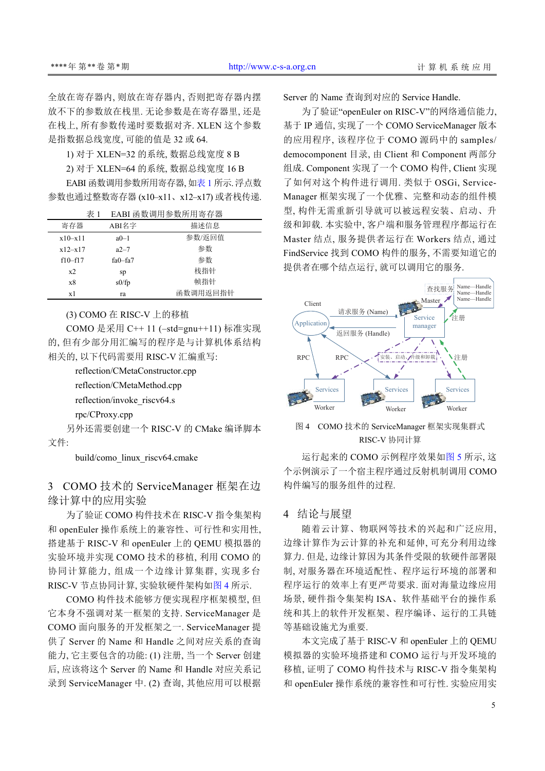全放在寄存器内, 则放在寄存器内, 否则把寄存器内摆放不下的参数放在栈里. 无论参数是在寄存器里, 还是在栈上, 所有参数传递时都要数据对齐. XLEN 这个参数是指数据总线宽度, 可能的值是 32 或 64.

1) 对于 XLEN=32 的系统, 数据总线宽度 8 B

2) 对于 XLEN=64 的系统, 数据总线宽度 16 B

EABI 函数调用参数所用寄存器, 如表 1 所示. 浮点数参数也通过整数寄存器 (x10–x11、x12–x17) 或者栈传递.

表 1　EABI 函数调用参数所用寄存器

| 寄存器 | ABI名字 | 描述信息 |
| --- | --- | --- |
| x10–x11 | a0–1 | 参数/返回值 |
| x12–x17 | a2–7 | 参数 |
| f10–f17 | fa0–fa7 | 参数 |
| x2 | sp | 栈指针 |
| x8 | s0/fp | 帧指针 |
| x1 | ra | 函数调用返回指针 |

(3) COMO 在 RISC-V 上的移植

COMO 是采用 C++ 11 (–std=gnu++11) 标准实现的, 但是有少部分用汇编写的程序是与计算机体系结构相关的, 以下代码需要用 RISC-V 汇编重写:

reflection/CMetaConstructor.cpp

reflection/CMetaMethod.cpp

reflection/invoke_riscv64.s

rpc/CProxy.cpp

另外还需要创建一个 RISC-V 的 CMake 编译脚本文件:

build/como_linux_riscv64.cmake

## 3　COMO 技术的 ServiceManager 框架在边缘计算中的应用实验

为了验证 COMO 构件技术在 RISC-V 指令集架构和 openEuler 操作系统上的兼容性、可行性和实用性, 搭建基于 RISC-V 和 openEuler 上的 QEMU 模拟器的实验环境并实现 COMO 技术的移植, 利用 COMO 的协同计算能力, 组成一个边缘计算集群, 实现多台 RISC-V 节点协同计算, 实验软硬件架构如图 4 所示.

COMO 构件技术能够方便实现程序框架模型, 但它本身不强调对某一框架的支持. ServiceManager 是 COMO 面向服务的开发框架之一. ServiceManager 提供了 Server 的 Name 和 Handle 之间对应关系的查询能力, 它主要包含的功能: (1) 注册, 当一个 Server 创建后, 应该将这个 Server 的 Name 和 Handle 对应关系记录到 ServiceManager 中. (2) 查询, 其他应用可以根据 Server 的 Name 查询到对应的 Service Handle.

为了验证“openEuler on RISC-V”的网络通信能力, 基于 IP 通信, 实现了一个 COMO ServiceManager 版本的应用程序, 该程序位于 COMO 源码中的 samples/democomponent 目录, 由 Client 和 Component 两部分组成. Component 实现了一个 COMO 构件, Client 实现了如何对这个构件进行调用. 类似于 OSGi, ServiceManager 框架实现了一个优雅、完整和动态的组件模型, 构件无需重新引导就可以被远程安装、启动、升级和卸载. 本实验中, 客户端和服务管理程序都运行在 Master 结点, 服务提供者运行在 Workers 结点, 通过 FindService 找到 COMO 构件的服务, 不需要知道它的提供者在哪个结点运行, 就可以调用它的服务.

图 4　COMO 技术的 ServiceManager 框架实现集群式 RISC-V 协同计算

运行起来的 COMO 示例程序效果如图 5 所示, 这个示例演示了一个宿主程序通过反射机制调用 COMO 构件编写的服务组件的过程.

## 4　结论与展望

随着云计算、物联网等技术的兴起和广泛应用, 边缘计算作为云计算的补充和延伸, 可充分利用边缘算力. 但是, 边缘计算因为其条件受限的软硬件部署限制, 对服务器在环境适配性、程序运行环境的部署和程序运行的效率上有更严苛要求. 面对海量边缘应用场景, 硬件指令集架构 ISA、软件基础平台的操作系统和其上的软件开发框架、程序编译、运行的工具链等基础设施尤为重要.

本文完成了基于 RISC-V 和 openEuler 上的 QEMU 模拟器的实验环境搭建和 COMO 运行与开发环境的移植, 证明了 COMO 构件技术与 RISC-V 指令集架构和 openEuler 操作系统的兼容性和可行性. 实验应用实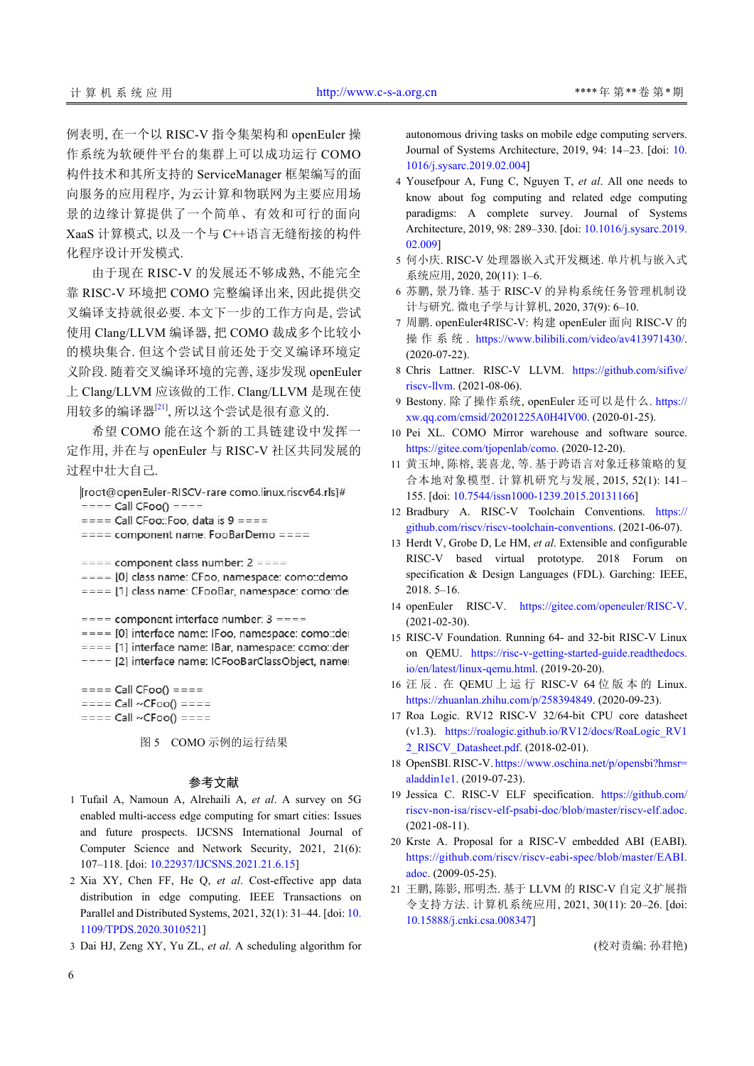例表明, 在一个以 RISC-V 指令集架构和 openEuler 操作系统为软硬件平台的集群上可以成功运行 COMO 构件技术和其所支持的 ServiceManager 框架编写的面向服务的应用程序, 为云计算和物联网为主要应用场景的边缘计算提供了一个简单、有效和可行的面向 XaaS 计算模式, 以及一个与 C++语言无缝衔接的构件化程序设计开发模式.

由于现在 RISC-V 的发展还不够成熟, 不能完全靠 RISC-V 环境把 COMO 完整编译出来, 因此提供交叉编译支持就很必要. 本文下一步的工作方向是, 尝试使用 Clang/LLVM 编译器, 把 COMO 裁成多个比较小的模块集合. 但这个尝试目前还处于交叉编译环境定义阶段. 随着交叉编译环境的完善, 逐步发现 openEuler 上 Clang/LLVM 应该做的工作. Clang/LLVM 是现在使用较多的编译器[21], 所以这个尝试是很有意义的.

希望 COMO 能在这个新的工具链建设中发挥一定作用, 并在与 openEuler 与 RISC-V 社区共同发展的过程中壮大自己.

```
[root@openEuler-RISCV-rare como.linux.riscv64.rls]#
==== Call CFoo() ====
==== Call CFoo::Foo, data is 9 ====
==== component name: FooBarDemo ====

==== component class number: 2 ====
==== [0] class name: CFoo, namespace: como::demo
==== [1] class name: CFooBar, namespace: como::de

==== component interface number: 3 ====
==== [0] interface name: IFoo, namespace: como::de
==== [1] interface name: IBar, namespace: como::der
==== [2] interface name: ICFooBarClassObject, name

==== Call CFoo() ====
==== Call ~CFoo() ====
==== Call ~CFoo() ====
```

图 5　COMO 示例的运行结果

## 参考文献

1. Tufail A, Namoun A, Alrehaili A, *et al*. A survey on 5G enabled multi-access edge computing for smart cities: Issues and future prospects. IJCSNS International Journal of Computer Science and Network Security, 2021, 21(6): 107–118. [doi: 10.22937/IJCSNS.2021.21.6.15]
2. Xia XY, Chen FF, He Q, *et al*. Cost-effective app data distribution in edge computing. IEEE Transactions on Parallel and Distributed Systems, 2021, 32(1): 31–44. [doi: 10.1109/TPDS.2020.3010521]
3. Dai HJ, Zeng XY, Yu ZL, *et al*. A scheduling algorithm for autonomous driving tasks on mobile edge computing servers. Journal of Systems Architecture, 2019, 94: 14–23. [doi: 10.1016/j.sysarc.2019.02.004]
4. Yousefpour A, Fung C, Nguyen T, *et al*. All one needs to know about fog computing and related edge computing paradigms: A complete survey. Journal of Systems Architecture, 2019, 98: 289–330. [doi: 10.1016/j.sysarc.2019.02.009]
5. 何小庆. RISC-V 处理器嵌入式开发概述. 单片机与嵌入式系统应用, 2020, 20(11): 1–6.
6. 苏鹏, 景乃锋. 基于 RISC-V 的异构系统任务管理机制设计与研究. 微电子学与计算机, 2020, 37(9): 6–10.
7. 周鹏. openEuler4RISC-V: 构建 openEuler 面向 RISC-V 的操作系统. https://www.bilibili.com/video/av413971430/. (2020-07-22).
8. Chris Lattner. RISC-V LLVM. https://github.com/sifive/riscv-llvm. (2021-08-06).
9. Bestony. 除了操作系统, openEuler 还可以是什么. https://xw.qq.com/cmsid/20201225A0H4IV00. (2020-01-25).
10. Pei XL. COMO Mirror warehouse and software source. https://gitee.com/tjopenlab/como. (2020-12-20).
11. 黄玉坤, 陈榕, 裴喜龙, 等. 基于跨语言对象迁移策略的复合本地对象模型. 计算机研究与发展, 2015, 52(1): 141–155. [doi: 10.7544/issn1000-1239.2015.20131166]
12. Bradbury A. RISC-V Toolchain Conventions. https://github.com/riscv/riscv-toolchain-conventions. (2021-06-07).
13. Herdt V, Grobe D, Le HM, *et al*. Extensible and configurable RISC-V based virtual prototype. 2018 Forum on specification & Design Languages (FDL). Garching: IEEE, 2018. 5–16.
14. openEuler RISC-V. https://gitee.com/openeuler/RISC-V. (2021-02-30).
15. RISC-V Foundation. Running 64- and 32-bit RISC-V Linux on QEMU. https://risc-v-getting-started-guide.readthedocs.io/en/latest/linux-qemu.html. (2019-20-20).
16. 汪辰. 在 QEMU 上运行 RISC-V 64 位版本的 Linux. https://zhuanlan.zhihu.com/p/258394849. (2020-09-23).
17. Roa Logic. RV12 RISC-V 32/64-bit CPU core datasheet (v1.3). https://roalogic.github.io/RV12/docs/RoaLogic_RV12_RISCV_Datasheet.pdf. (2018-02-01).
18. OpenSBI. RISC-V. https://www.oschina.net/p/opensbi?hmsr=aladdin1e1. (2019-07-23).
19. Jessica C. RISC-V ELF specification. https://github.com/riscv-non-isa/riscv-elf-psabi-doc/blob/master/riscv-elf.adoc. (2021-08-11).
20. Krste A. Proposal for a RISC-V embedded ABI (EABI). https://github.com/riscv/riscv-eabi-spec/blob/master/EABI.adoc. (2009-05-25).
21. 王鹏, 陈影, 邢明杰. 基于 LLVM 的 RISC-V 自定义扩展指令支持方法. 计算机系统应用, 2021, 30(11): 20–26. [doi: 10.15888/j.cnki.csa.008347]

(校对责编: 孙君艳)